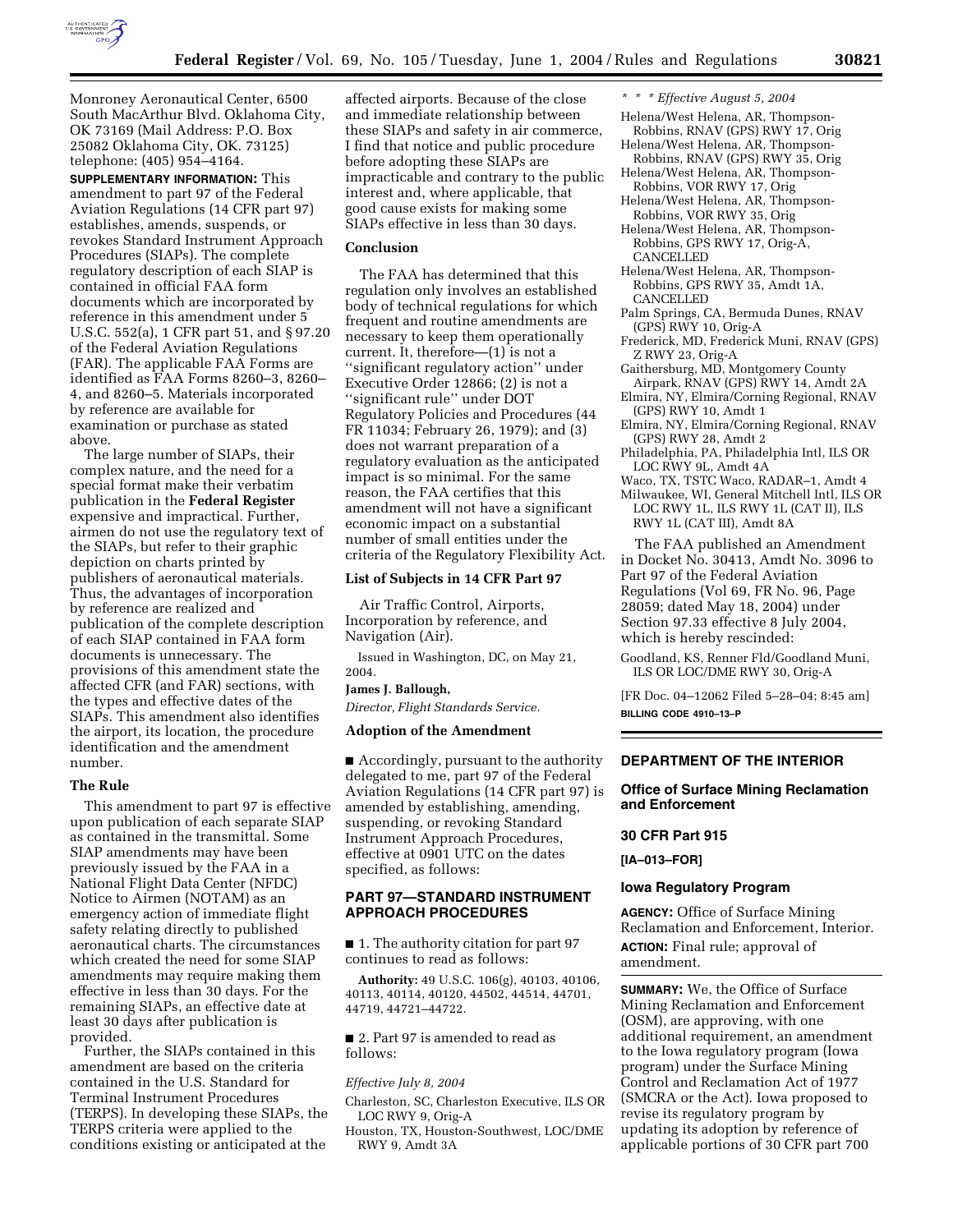Monroney Aeronautical Center, 6500 South MacArthur Blvd. Oklahoma City, OK 73169 (Mail Address: P.O. Box 25082 Oklahoma City, OK. 73125) telephone: (405) 954–4164.

**SUPPLEMENTARY INFORMATION:** This amendment to part 97 of the Federal Aviation Regulations (14 CFR part 97) establishes, amends, suspends, or revokes Standard Instrument Approach Procedures (SIAPs). The complete regulatory description of each SIAP is contained in official FAA form documents which are incorporated by reference in this amendment under 5 U.S.C. 552(a), 1 CFR part 51, and § 97.20 of the Federal Aviation Regulations (FAR). The applicable FAA Forms are identified as FAA Forms 8260–3, 8260–4, and 8260–5. Materials incorporated by reference are available for examination or purchase as stated above.

The large number of SIAPs, their complex nature, and the need for a special format make their verbatim publication in the **Federal Register** expensive and impractical. Further, airmen do not use the regulatory text of the SIAPs, but refer to their graphic depiction on charts printed by publishers of aeronautical materials. Thus, the advantages of incorporation by reference are realized and publication of the complete description of each SIAP contained in FAA form documents is unnecessary. The provisions of this amendment state the affected CFR (and FAR) sections, with the types and effective dates of the SIAPs. This amendment also identifies the airport, its location, the procedure identification and the amendment number.

### The Rule

This amendment to part 97 is effective upon publication of each separate SIAP as contained in the transmittal. Some SIAP amendments may have been previously issued by the FAA in a National Flight Data Center (NFDC) Notice to Airmen (NOTAM) as an emergency action of immediate flight safety relating directly to published aeronautical charts. The circumstances which created the need for some SIAP amendments may require making them effective in less than 30 days. For the remaining SIAPs, an effective date at least 30 days after publication is provided.

Further, the SIAPs contained in this amendment are based on the criteria contained in the U.S. Standard for Terminal Instrument Procedures (TERPS). In developing these SIAPs, the TERPS criteria were applied to the conditions existing or anticipated at the affected airports. Because of the close and immediate relationship between these SIAPs and safety in air commerce, I find that notice and public procedure before adopting these SIAPs are impracticable and contrary to the public interest and, where applicable, that good cause exists for making some SIAPs effective in less than 30 days.

### Conclusion

The FAA has determined that this regulation only involves an established body of technical regulations for which frequent and routine amendments are necessary to keep them operationally current. It, therefore—(1) is not a ''significant regulatory action'' under Executive Order 12866; (2) is not a ''significant rule'' under DOT Regulatory Policies and Procedures (44 FR 11034; February 26, 1979); and (3) does not warrant preparation of a regulatory evaluation as the anticipated impact is so minimal. For the same reason, the FAA certifies that this amendment will not have a significant economic impact on a substantial number of small entities under the criteria of the Regulatory Flexibility Act.

### List of Subjects in 14 CFR Part 97

Air Traffic Control, Airports, Incorporation by reference, and Navigation (Air).

Issued in Washington, DC, on May 21, 2004.

**James J. Ballough,**

*Director, Flight Standards Service.*

### Adoption of the Amendment

■ Accordingly, pursuant to the authority delegated to me, part 97 of the Federal Aviation Regulations (14 CFR part 97) is amended by establishing, amending, suspending, or revoking Standard Instrument Approach Procedures, effective at 0901 UTC on the dates specified, as follows:

## PART 97—STANDARD INSTRUMENT APPROACH PROCEDURES

■ 1. The authority citation for part 97 continues to read as follows:

**Authority:** 49 U.S.C. 106(g), 40103, 40106, 40113, 40114, 40120, 44502, 44514, 44701, 44719, 44721–44722.

■ 2. Part 97 is amended to read as follows:

*Effective July 8, 2004*

Charleston, SC, Charleston Executive, ILS OR LOC RWY 9, Orig-A

Houston, TX, Houston-Southwest, LOC/DME RWY 9, Amdt 3A

\* \* \* *Effective August 5, 2004*

Helena/West Helena, AR, Thompson-Robbins, RNAV (GPS) RWY 17, Orig

Helena/West Helena, AR, Thompson-Robbins, RNAV (GPS) RWY 35, Orig

Helena/West Helena, AR, Thompson-Robbins, VOR RWY 17, Orig

Helena/West Helena, AR, Thompson-Robbins, VOR RWY 35, Orig

Helena/West Helena, AR, Thompson-Robbins, GPS RWY 17, Orig-A, CANCELLED

Helena/West Helena, AR, Thompson-Robbins, GPS RWY 35, Amdt 1A, CANCELLED

Palm Springs, CA, Bermuda Dunes, RNAV (GPS) RWY 10, Orig-A

Frederick, MD, Frederick Muni, RNAV (GPS) Z RWY 23, Orig-A

Gaithersburg, MD, Montgomery County Airpark, RNAV (GPS) RWY 14, Amdt 2A

Elmira, NY, Elmira/Corning Regional, RNAV (GPS) RWY 10, Amdt 1

Elmira, NY, Elmira/Corning Regional, RNAV (GPS) RWY 28, Amdt 2

Philadelphia, PA, Philadelphia Intl, ILS OR LOC RWY 9L, Amdt 4A

Waco, TX, TSTC Waco, RADAR–1, Amdt 4

Milwaukee, WI, General Mitchell Intl, ILS OR LOC RWY 1L, ILS RWY 1L (CAT II), ILS RWY 1L (CAT III), Amdt 8A

The FAA published an Amendment in Docket No. 30413, Amdt No. 3096 to Part 97 of the Federal Aviation Regulations (Vol 69, FR No. 96, Page 28059; dated May 18, 2004) under Section 97.33 effective 8 July 2004, which is hereby rescinded:

Goodland, KS, Renner Fld/Goodland Muni, ILS OR LOC/DME RWY 30, Orig-A

[FR Doc. 04–12062 Filed 5–28–04; 8:45 am]

**BILLING CODE 4910–13–P**

## DEPARTMENT OF THE INTERIOR

## Office of Surface Mining Reclamation and Enforcement

### 30 CFR Part 915

**[IA–013–FOR]**

### Iowa Regulatory Program

**AGENCY:** Office of Surface Mining Reclamation and Enforcement, Interior.

**ACTION:** Final rule; approval of amendment.

**SUMMARY:** We, the Office of Surface Mining Reclamation and Enforcement (OSM), are approving, with one additional requirement, an amendment to the Iowa regulatory program (Iowa program) under the Surface Mining Control and Reclamation Act of 1977 (SMCRA or the Act). Iowa proposed to revise its regulatory program by updating its adoption by reference of applicable portions of 30 CFR part 700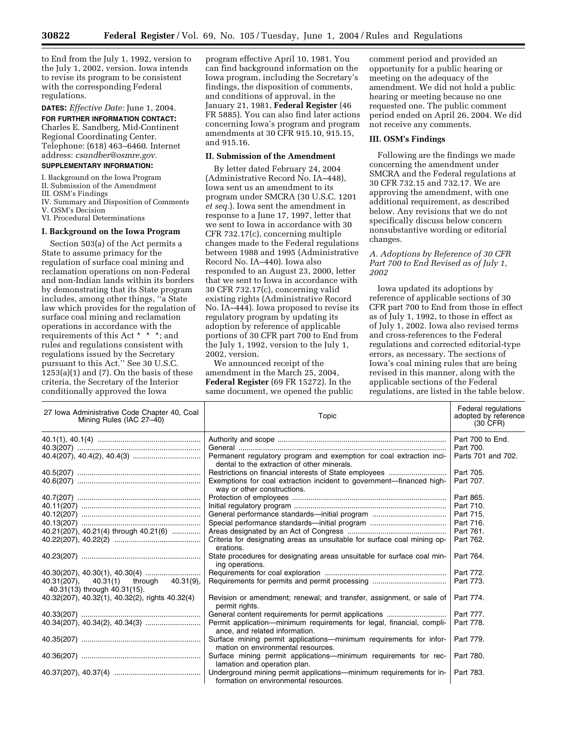to End from the July 1, 1992, version to the July 1, 2002, version. Iowa intends to revise its program to be consistent with the corresponding Federal regulations.

**DATES:** *Effective Date:* June 1, 2004.

**FOR FURTHER INFORMATION CONTACT:** Charles E. Sandberg, Mid-Continent Regional Coordinating Center. Telephone: (618) 463–6460. Internet address: *csandber@osmre.gov.*

**SUPPLEMENTARY INFORMATION:**

I. Background on the Iowa Program
II. Submission of the Amendment
III. OSM's Findings
IV. Summary and Disposition of Comments
V. OSM's Decision
VI. Procedural Determinations

## I. Background on the Iowa Program

Section 503(a) of the Act permits a State to assume primacy for the regulation of surface coal mining and reclamation operations on non-Federal and non-Indian lands within its borders by demonstrating that its State program includes, among other things, ''a State law which provides for the regulation of surface coal mining and reclamation operations in accordance with the requirements of this Act * * *; and rules and regulations consistent with regulations issued by the Secretary pursuant to this Act.'' See 30 U.S.C. 1253(a)(1) and (7). On the basis of these criteria, the Secretary of the Interior conditionally approved the Iowa program effective April 10, 1981. You can find background information on the Iowa program, including the Secretary's findings, the disposition of comments, and conditions of approval, in the January 21, 1981, **Federal Register** (46 FR 5885). You can also find later actions concerning Iowa's program and program amendments at 30 CFR 915.10, 915.15, and 915.16.

## II. Submission of the Amendment

By letter dated February 24, 2004 (Administrative Record No. IA–448), Iowa sent us an amendment to its program under SMCRA (30 U.S.C. 1201 *et seq.*). Iowa sent the amendment in response to a June 17, 1997, letter that we sent to Iowa in accordance with 30 CFR 732.17(c), concerning multiple changes made to the Federal regulations between 1988 and 1995 (Administrative Record No. IA–440). Iowa also responded to an August 23, 2000, letter that we sent to Iowa in accordance with 30 CFR 732.17(c), concerning valid existing rights (Administrative Record No. IA–444). Iowa proposed to revise its regulatory program by updating its adoption by reference of applicable portions of 30 CFR part 700 to End from the July 1, 1992, version to the July 1, 2002, version.

We announced receipt of the amendment in the March 25, 2004, **Federal Register** (69 FR 15272). In the same document, we opened the public comment period and provided an opportunity for a public hearing or meeting on the adequacy of the amendment. We did not hold a public hearing or meeting because no one requested one. The public comment period ended on April 26, 2004. We did not receive any comments.

## III. OSM's Findings

Following are the findings we made concerning the amendment under SMCRA and the Federal regulations at 30 CFR 732.15 and 732.17. We are approving the amendment, with one additional requirement, as described below. Any revisions that we do not specifically discuss below concern nonsubstantive wording or editorial changes.

### *A. Adoptions by Reference of 30 CFR Part 700 to End Revised as of July 1, 2002*

Iowa updated its adoptions by reference of applicable sections of 30 CFR part 700 to End from those in effect as of July 1, 1992, to those in effect as of July 1, 2002. Iowa also revised terms and cross-references to the Federal regulations and corrected editorial-type errors, as necessary. The sections of Iowa's coal mining rules that are being revised in this manner, along with the applicable sections of the Federal regulations, are listed in the table below.

| 27 Iowa Administrative Code Chapter 40, Coal Mining Rules (IAC 27–40) | Topic | Federal regulations adopted by reference (30 CFR) |
|---|---|---|
| 40.1(1), 40.1(4) | Authority and scope | Part 700 to End. |
| 40.3(207) | General | Part 700. |
| 40.4(207), 40.4(2), 40.4(3) | Permanent regulatory program and exemption for coal extraction incidental to the extraction of other minerals. | Parts 701 and 702. |
| 40.5(207) | Restrictions on financial interests of State employees | Part 705. |
| 40.6(207) | Exemptions for coal extraction incident to government—financed highway or other constructions. | Part 707. |
| 40.7(207) | Protection of employees | Part 865. |
| 40.11(207) | Initial regulatory program | Part 710. |
| 40.12(207) | General performance standards—initial program | Part 715. |
| 40.13(207) | Special performance standards—initial program | Part 716. |
| 40.21(207), 40.21(4) through 40.21(6) | Areas designated by an Act of Congress | Part 761. |
| 40.22(207), 40.22(2) | Criteria for designating areas as unsuitable for surface coal mining operations. | Part 762. |
| 40.23(207) | State procedures for designating areas unsuitable for surface coal mining operations. | Part 764. |
| 40.30(207), 40.30(1), 40.30(4) | Requirements for coal exploration | Part 772. |
| 40.31(207), 40.31(1) through 40.31(9), 40.31(13) through 40.31(15). | Requirements for permits and permit processing | Part 773. |
| 40.32(207), 40.32(1), 40.32(2), rights 40.32(4) | Revision or amendment; renewal; and transfer, assignment, or sale of permit rights. | Part 774. |
| 40.33(207) | General content requirements for permit applications | Part 777. |
| 40.34(207), 40.34(2), 40.34(3) | Permit application—minimum requirements for legal, financial, compliance, and related information. | Part 778. |
| 40.35(207) | Surface mining permit applications—minimum requirements for information on environmental resources. | Part 779. |
| 40.36(207) | Surface mining permit applications—minimum requirements for reclamation and operation plan. | Part 780. |
| 40.37(207), 40.37(4) | Underground mining permit applications—minimum requirements for information on environmental resources. | Part 783. |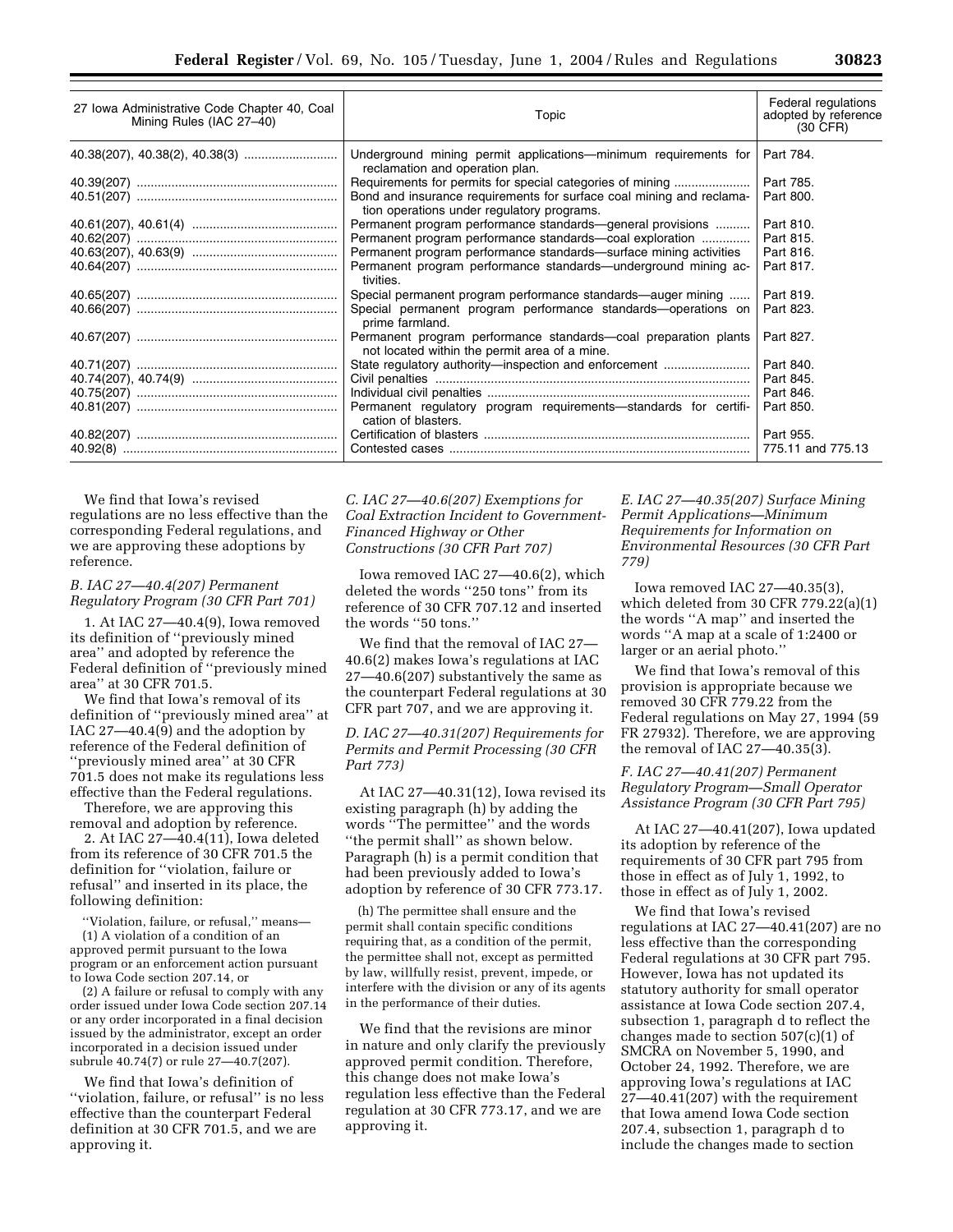| 27 Iowa Administrative Code Chapter 40, Coal Mining Rules (IAC 27–40) | Topic | Federal regulations adopted by reference (30 CFR) |
|---|---|---|
| 40.38(207), 40.38(2), 40.38(3) | Underground mining permit applications—minimum requirements for reclamation and operation plan. | Part 784. |
| 40.39(207) | Requirements for permits for special categories of mining | Part 785. |
| 40.51(207) | Bond and insurance requirements for surface coal mining and reclamation operations under regulatory programs. | Part 800. |
| 40.61(207), 40.61(4) | Permanent program performance standards—general provisions | Part 810. |
| 40.62(207) | Permanent program performance standards—coal exploration | Part 815. |
| 40.63(207), 40.63(9) | Permanent program performance standards—surface mining activities | Part 816. |
| 40.64(207) | Permanent program performance standards—underground mining activities. | Part 817. |
| 40.65(207) | Special permanent program performance standards—auger mining | Part 819. |
| 40.66(207) | Special permanent program performance standards—operations on prime farmland. | Part 823. |
| 40.67(207) | Permanent program performance standards—coal preparation plants not located within the permit area of a mine. | Part 827. |
| 40.71(207) | State regulatory authority—inspection and enforcement | Part 840. |
| 40.74(207), 40.74(9) | Civil penalties | Part 845. |
| 40.75(207) | Individual civil penalties | Part 846. |
| 40.81(207) | Permanent regulatory program requirements—standards for certification of blasters. | Part 850. |
| 40.82(207) | Certification of blasters | Part 955. |
| 40.92(8) | Contested cases | 775.11 and 775.13 |

We find that Iowa's revised regulations are no less effective than the corresponding Federal regulations, and we are approving these adoptions by reference.

### *B. IAC 27—40.4(207) Permanent Regulatory Program (30 CFR Part 701)*

1. At IAC 27—40.4(9), Iowa removed its definition of ''previously mined area'' and adopted by reference the Federal definition of ''previously mined area'' at 30 CFR 701.5.

We find that Iowa's removal of its definition of ''previously mined area'' at IAC 27—40.4(9) and the adoption by reference of the Federal definition of ''previously mined area'' at 30 CFR 701.5 does not make its regulations less effective than the Federal regulations.

Therefore, we are approving this removal and adoption by reference.

2. At IAC 27—40.4(11), Iowa deleted from its reference of 30 CFR 701.5 the definition for ''violation, failure or refusal'' and inserted in its place, the following definition:

> ''Violation, failure, or refusal,'' means—
> (1) A violation of a condition of an approved permit pursuant to the Iowa program or an enforcement action pursuant to Iowa Code section 207.14, or
> (2) A failure or refusal to comply with any order issued under Iowa Code section 207.14 or any order incorporated in a final decision issued by the administrator, except an order incorporated in a decision issued under subrule 40.74(7) or rule 27—40.7(207).

We find that Iowa's definition of ''violation, failure, or refusal'' is no less effective than the counterpart Federal definition at 30 CFR 701.5, and we are approving it.

### *C. IAC 27—40.6(207) Exemptions for Coal Extraction Incident to Government-Financed Highway or Other Constructions (30 CFR Part 707)*

Iowa removed IAC 27—40.6(2), which deleted the words ''250 tons'' from its reference of 30 CFR 707.12 and inserted the words ''50 tons.''

We find that the removal of IAC 27—40.6(2) makes Iowa's regulations at IAC 27—40.6(207) substantively the same as the counterpart Federal regulations at 30 CFR part 707, and we are approving it.

### *D. IAC 27—40.31(207) Requirements for Permits and Permit Processing (30 CFR Part 773)*

At IAC 27—40.31(12), Iowa revised its existing paragraph (h) by adding the words ''The permittee'' and the words ''the permit shall'' as shown below. Paragraph (h) is a permit condition that had been previously added to Iowa's adoption by reference of 30 CFR 773.17.

> (h) The permittee shall ensure and the permit shall contain specific conditions requiring that, as a condition of the permit, the permittee shall not, except as permitted by law, willfully resist, prevent, impede, or interfere with the division or any of its agents in the performance of their duties.

We find that the revisions are minor in nature and only clarify the previously approved permit condition. Therefore, this change does not make Iowa's regulation less effective than the Federal regulation at 30 CFR 773.17, and we are approving it.

### *E. IAC 27—40.35(207) Surface Mining Permit Applications—Minimum Requirements for Information on Environmental Resources (30 CFR Part 779)*

Iowa removed IAC 27—40.35(3), which deleted from 30 CFR 779.22(a)(1) the words ''A map'' and inserted the words ''A map at a scale of 1:2400 or larger or an aerial photo.''

We find that Iowa's removal of this provision is appropriate because we removed 30 CFR 779.22 from the Federal regulations on May 27, 1994 (59 FR 27932). Therefore, we are approving the removal of IAC 27—40.35(3).

### *F. IAC 27—40.41(207) Permanent Regulatory Program—Small Operator Assistance Program (30 CFR Part 795)*

At IAC 27—40.41(207), Iowa updated its adoption by reference of the requirements of 30 CFR part 795 from those in effect as of July 1, 1992, to those in effect as of July 1, 2002.

We find that Iowa's revised regulations at IAC 27—40.41(207) are no less effective than the corresponding Federal regulations at 30 CFR part 795. However, Iowa has not updated its statutory authority for small operator assistance at Iowa Code section 207.4, subsection 1, paragraph d to reflect the changes made to section 507(c)(1) of SMCRA on November 5, 1990, and October 24, 1992. Therefore, we are approving Iowa's regulations at IAC 27—40.41(207) with the requirement that Iowa amend Iowa Code section 207.4, subsection 1, paragraph d to include the changes made to section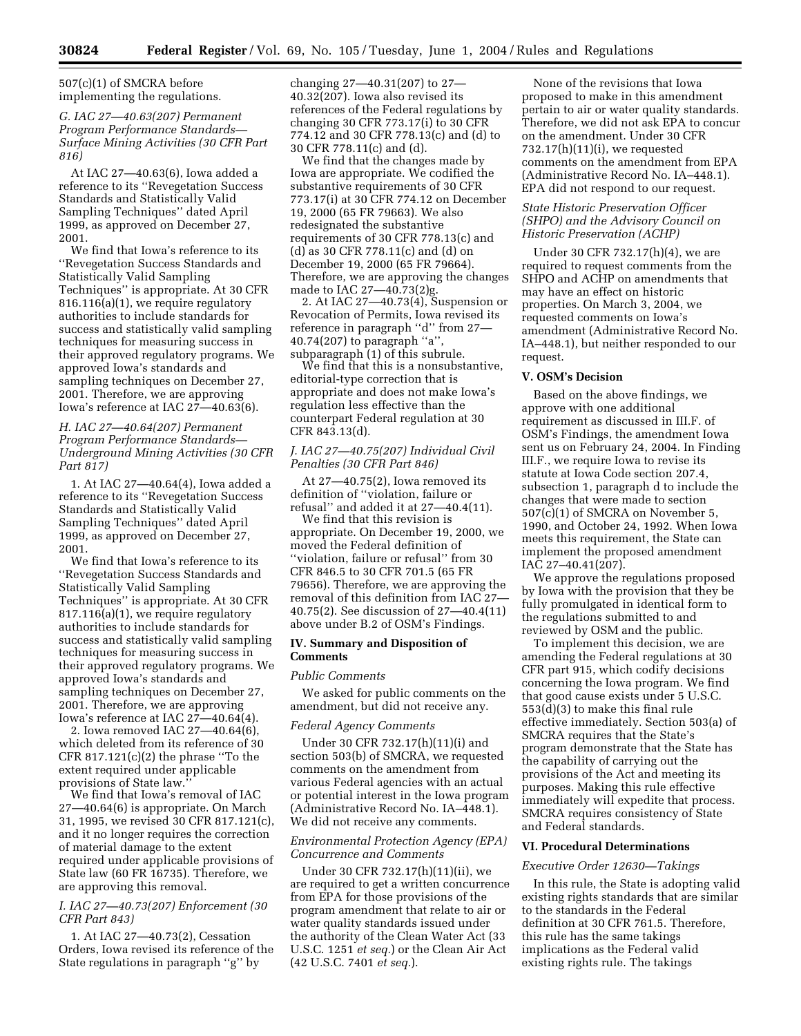507(c)(1) of SMCRA before implementing the regulations.

*G. IAC 27—40.63(207) Permanent Program Performance Standards—Surface Mining Activities (30 CFR Part 816)*

At IAC 27—40.63(6), Iowa added a reference to its ''Revegetation Success Standards and Statistically Valid Sampling Techniques'' dated April 1999, as approved on December 27, 2001.

We find that Iowa's reference to its ''Revegetation Success Standards and Statistically Valid Sampling Techniques'' is appropriate. At 30 CFR 816.116(a)(1), we require regulatory authorities to include standards for success and statistically valid sampling techniques for measuring success in their approved regulatory programs. We approved Iowa's standards and sampling techniques on December 27, 2001. Therefore, we are approving Iowa's reference at IAC 27—40.63(6).

*H. IAC 27—40.64(207) Permanent Program Performance Standards—Underground Mining Activities (30 CFR Part 817)*

1. At IAC 27—40.64(4), Iowa added a reference to its ''Revegetation Success Standards and Statistically Valid Sampling Techniques'' dated April 1999, as approved on December 27, 2001.

We find that Iowa's reference to its ''Revegetation Success Standards and Statistically Valid Sampling Techniques'' is appropriate. At 30 CFR 817.116(a)(1), we require regulatory authorities to include standards for success and statistically valid sampling techniques for measuring success in their approved regulatory programs. We approved Iowa's standards and sampling techniques on December 27, 2001. Therefore, we are approving Iowa's reference at IAC 27—40.64(4).

2. Iowa removed IAC 27—40.64(6), which deleted from its reference of 30 CFR 817.121(c)(2) the phrase ''To the extent required under applicable provisions of State law.''

We find that Iowa's removal of IAC 27—40.64(6) is appropriate. On March 31, 1995, we revised 30 CFR 817.121(c), and it no longer requires the correction of material damage to the extent required under applicable provisions of State law (60 FR 16735). Therefore, we are approving this removal.

*I. IAC 27—40.73(207) Enforcement (30 CFR Part 843)*

1. At IAC 27—40.73(2), Cessation Orders, Iowa revised its reference of the State regulations in paragraph ''g'' by changing 27—40.31(207) to 27—40.32(207). Iowa also revised its references of the Federal regulations by changing 30 CFR 773.17(i) to 30 CFR 774.12 and 30 CFR 778.13(c) and (d) to 30 CFR 778.11(c) and (d).

We find that the changes made by Iowa are appropriate. We codified the substantive requirements of 30 CFR 773.17(i) at 30 CFR 774.12 on December 19, 2000 (65 FR 79663). We also redesignated the substantive requirements of 30 CFR 778.13(c) and (d) as 30 CFR 778.11(c) and (d) on December 19, 2000 (65 FR 79664). Therefore, we are approving the changes made to IAC 27—40.73(2)g.

2. At IAC 27—40.73(4), Suspension or Revocation of Permits, Iowa revised its reference in paragraph ''d'' from 27—40.74(207) to paragraph ''a'', subparagraph (1) of this subrule.

We find that this is a nonsubstantive, editorial-type correction that is appropriate and does not make Iowa's regulation less effective than the counterpart Federal regulation at 30 CFR 843.13(d).

*J. IAC 27—40.75(207) Individual Civil Penalties (30 CFR Part 846)*

At 27—40.75(2), Iowa removed its definition of ''violation, failure or refusal'' and added it at 27—40.4(11).

We find that this revision is appropriate. On December 19, 2000, we moved the Federal definition of ''violation, failure or refusal'' from 30 CFR 846.5 to 30 CFR 701.5 (65 FR 79656). Therefore, we are approving the removal of this definition from IAC 27—40.75(2). See discussion of 27—40.4(11) above under B.2 of OSM's Findings.

## IV. Summary and Disposition of Comments

*Public Comments*

We asked for public comments on the amendment, but did not receive any.

*Federal Agency Comments*

Under 30 CFR 732.17(h)(11)(i) and section 503(b) of SMCRA, we requested comments on the amendment from various Federal agencies with an actual or potential interest in the Iowa program (Administrative Record No. IA–448.1). We did not receive any comments.

*Environmental Protection Agency (EPA) Concurrence and Comments*

Under 30 CFR 732.17(h)(11)(ii), we are required to get a written concurrence from EPA for those provisions of the program amendment that relate to air or water quality standards issued under the authority of the Clean Water Act (33 U.S.C. 1251 *et seq.*) or the Clean Air Act (42 U.S.C. 7401 *et seq.*).

None of the revisions that Iowa proposed to make in this amendment pertain to air or water quality standards. Therefore, we did not ask EPA to concur on the amendment. Under 30 CFR 732.17(h)(11)(i), we requested comments on the amendment from EPA (Administrative Record No. IA–448.1). EPA did not respond to our request.

*State Historic Preservation Officer (SHPO) and the Advisory Council on Historic Preservation (ACHP)*

Under 30 CFR 732.17(h)(4), we are required to request comments from the SHPO and ACHP on amendments that may have an effect on historic properties. On March 3, 2004, we requested comments on Iowa's amendment (Administrative Record No. IA–448.1), but neither responded to our request.

## V. OSM's Decision

Based on the above findings, we approve with one additional requirement as discussed in III.F. of OSM's Findings, the amendment Iowa sent us on February 24, 2004. In Finding III.F., we require Iowa to revise its statute at Iowa Code section 207.4, subsection 1, paragraph d to include the changes that were made to section 507(c)(1) of SMCRA on November 5, 1990, and October 24, 1992. When Iowa meets this requirement, the State can implement the proposed amendment IAC 27–40.41(207).

We approve the regulations proposed by Iowa with the provision that they be fully promulgated in identical form to the regulations submitted to and reviewed by OSM and the public.

To implement this decision, we are amending the Federal regulations at 30 CFR part 915, which codify decisions concerning the Iowa program. We find that good cause exists under 5 U.S.C. 553(d)(3) to make this final rule effective immediately. Section 503(a) of SMCRA requires that the State's program demonstrate that the State has the capability of carrying out the provisions of the Act and meeting its purposes. Making this rule effective immediately will expedite that process. SMCRA requires consistency of State and Federal standards.

## VI. Procedural Determinations

*Executive Order 12630—Takings*

In this rule, the State is adopting valid existing rights standards that are similar to the standards in the Federal definition at 30 CFR 761.5. Therefore, this rule has the same takings implications as the Federal valid existing rights rule. The takings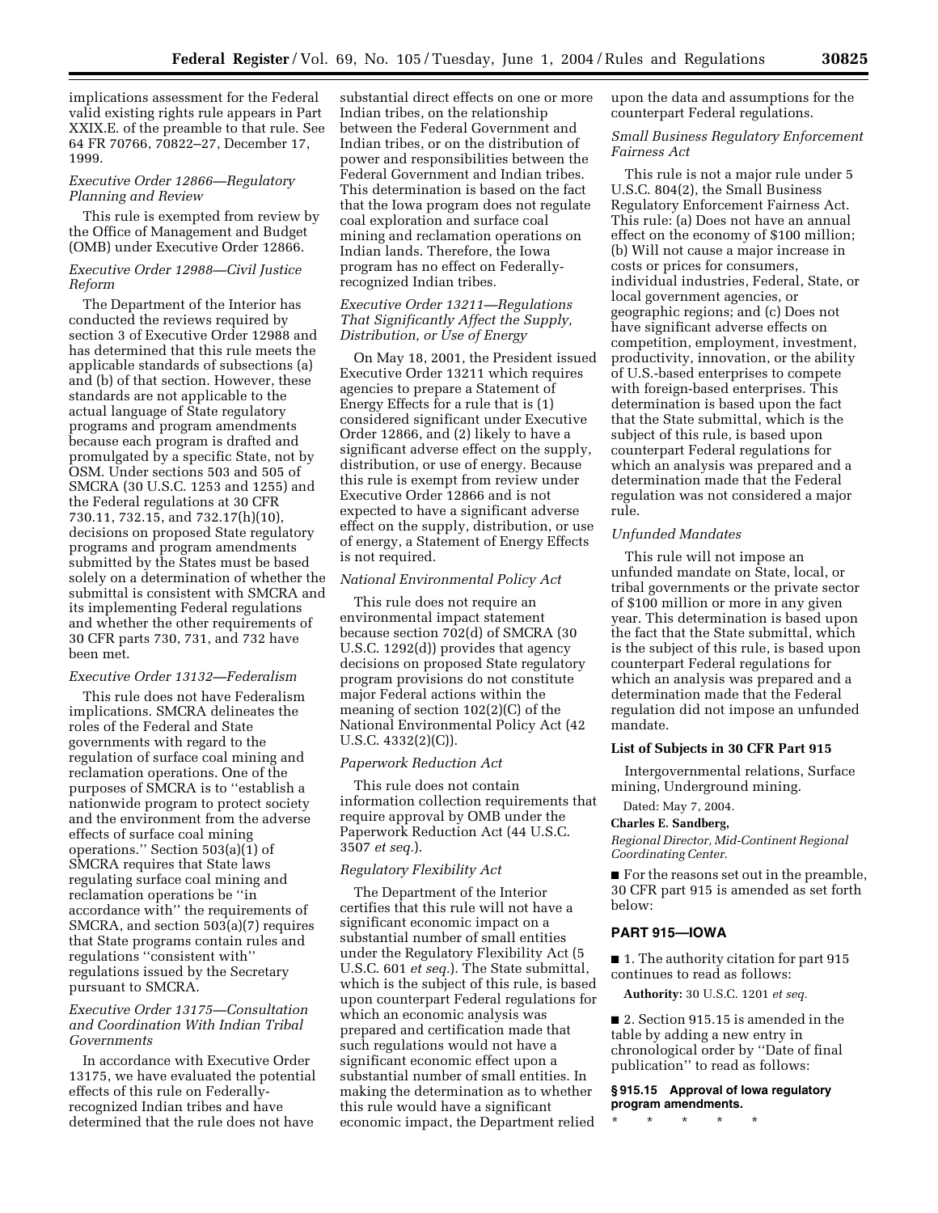implications assessment for the Federal valid existing rights rule appears in Part XXIX.E. of the preamble to that rule. See 64 FR 70766, 70822–27, December 17, 1999.

*Executive Order 12866—Regulatory Planning and Review*

This rule is exempted from review by the Office of Management and Budget (OMB) under Executive Order 12866.

*Executive Order 12988—Civil Justice Reform*

The Department of the Interior has conducted the reviews required by section 3 of Executive Order 12988 and has determined that this rule meets the applicable standards of subsections (a) and (b) of that section. However, these standards are not applicable to the actual language of State regulatory programs and program amendments because each program is drafted and promulgated by a specific State, not by OSM. Under sections 503 and 505 of SMCRA (30 U.S.C. 1253 and 1255) and the Federal regulations at 30 CFR 730.11, 732.15, and 732.17(h)(10), decisions on proposed State regulatory programs and program amendments submitted by the States must be based solely on a determination of whether the submittal is consistent with SMCRA and its implementing Federal regulations and whether the other requirements of 30 CFR parts 730, 731, and 732 have been met.

*Executive Order 13132—Federalism*

This rule does not have Federalism implications. SMCRA delineates the roles of the Federal and State governments with regard to the regulation of surface coal mining and reclamation operations. One of the purposes of SMCRA is to "establish a nationwide program to protect society and the environment from the adverse effects of surface coal mining operations." Section 503(a)(1) of SMCRA requires that State laws regulating surface coal mining and reclamation operations be "in accordance with" the requirements of SMCRA, and section 503(a)(7) requires that State programs contain rules and regulations "consistent with" regulations issued by the Secretary pursuant to SMCRA.

*Executive Order 13175—Consultation and Coordination With Indian Tribal Governments*

In accordance with Executive Order 13175, we have evaluated the potential effects of this rule on Federally-recognized Indian tribes and have determined that the rule does not have substantial direct effects on one or more Indian tribes, on the relationship between the Federal Government and Indian tribes, or on the distribution of power and responsibilities between the Federal Government and Indian tribes. This determination is based on the fact that the Iowa program does not regulate coal exploration and surface coal mining and reclamation operations on Indian lands. Therefore, the Iowa program has no effect on Federally-recognized Indian tribes.

*Executive Order 13211—Regulations That Significantly Affect the Supply, Distribution, or Use of Energy*

On May 18, 2001, the President issued Executive Order 13211 which requires agencies to prepare a Statement of Energy Effects for a rule that is (1) considered significant under Executive Order 12866, and (2) likely to have a significant adverse effect on the supply, distribution, or use of energy. Because this rule is exempt from review under Executive Order 12866 and is not expected to have a significant adverse effect on the supply, distribution, or use of energy, a Statement of Energy Effects is not required.

*National Environmental Policy Act*

This rule does not require an environmental impact statement because section 702(d) of SMCRA (30 U.S.C. 1292(d)) provides that agency decisions on proposed State regulatory program provisions do not constitute major Federal actions within the meaning of section 102(2)(C) of the National Environmental Policy Act (42 U.S.C. 4332(2)(C)).

*Paperwork Reduction Act*

This rule does not contain information collection requirements that require approval by OMB under the Paperwork Reduction Act (44 U.S.C. 3507 *et seq.*).

*Regulatory Flexibility Act*

The Department of the Interior certifies that this rule will not have a significant economic impact on a substantial number of small entities under the Regulatory Flexibility Act (5 U.S.C. 601 *et seq.*). The State submittal, which is the subject of this rule, is based upon counterpart Federal regulations for which an economic analysis was prepared and certification made that such regulations would not have a significant economic effect upon a substantial number of small entities. In making the determination as to whether this rule would have a significant economic impact, the Department relied upon the data and assumptions for the counterpart Federal regulations.

*Small Business Regulatory Enforcement Fairness Act*

This rule is not a major rule under 5 U.S.C. 804(2), the Small Business Regulatory Enforcement Fairness Act. This rule: (a) Does not have an annual effect on the economy of $100 million; (b) Will not cause a major increase in costs or prices for consumers, individual industries, Federal, State, or local government agencies, or geographic regions; and (c) Does not have significant adverse effects on competition, employment, investment, productivity, innovation, or the ability of U.S.-based enterprises to compete with foreign-based enterprises. This determination is based upon the fact that the State submittal, which is the subject of this rule, is based upon counterpart Federal regulations for which an analysis was prepared and a determination made that the Federal regulation was not considered a major rule.

*Unfunded Mandates*

This rule will not impose an unfunded mandate on State, local, or tribal governments or the private sector of $100 million or more in any given year. This determination is based upon the fact that the State submittal, which is the subject of this rule, is based upon counterpart Federal regulations for which an analysis was prepared and a determination made that the Federal regulation did not impose an unfunded mandate.

**List of Subjects in 30 CFR Part 915**

Intergovernmental relations, Surface mining, Underground mining.

Dated: May 7, 2004.

**Charles E. Sandberg,**

*Regional Director, Mid-Continent Regional Coordinating Center.*

■ For the reasons set out in the preamble, 30 CFR part 915 is amended as set forth below:

## PART 915—IOWA

■ 1. The authority citation for part 915 continues to read as follows:

**Authority:** 30 U.S.C. 1201 *et seq.*

■ 2. Section 915.15 is amended in the table by adding a new entry in chronological order by "Date of final publication" to read as follows:

**§ 915.15 Approval of Iowa regulatory program amendments.**

\* \* \* \* \*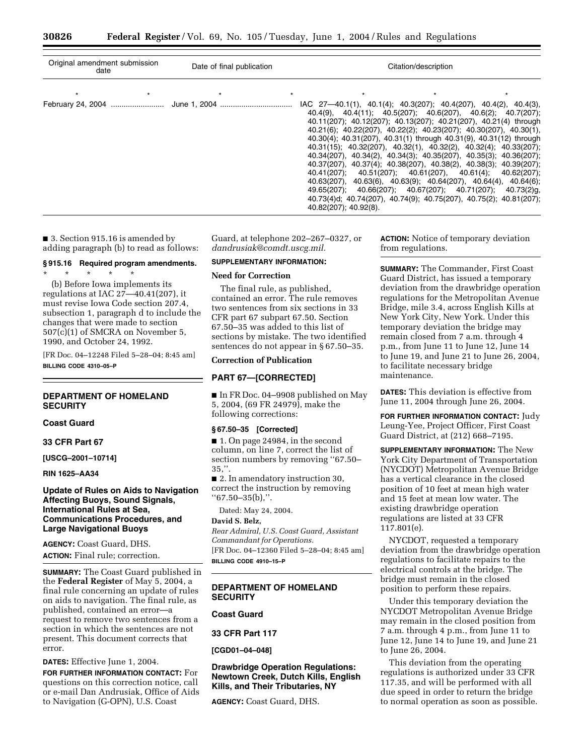| Original amendment submission date | Date of final publication | Citation/description |
|---|---|---|
| * * | * * | * * * |
| February 24, 2004 ......................... | June 1, 2004 ................................. | IAC 27—40.1(1), 40.1(4); 40.3(207); 40.4(207), 40.4(2), 40.4(3), 40.4(9), 40.4(11); 40.5(207); 40.6(207), 40.6(2); 40.7(207); 40.11(207); 40.12(207); 40.13(207); 40.21(207), 40.21(4) through 40.21(6); 40.22(207), 40.22(2); 40.23(207); 40.30(207), 40.30(1), 40.30(4); 40.31(207), 40.31(1) through 40.31(9), 40.31(12) through 40.31(15); 40.32(207), 40.32(1), 40.32(2), 40.32(4); 40.33(207); 40.34(207), 40.34(2), 40.34(3); 40.35(207), 40.35(3); 40.36(207); 40.37(207), 40.37(4); 40.38(207), 40.38(2), 40.38(3); 40.39(207); 40.41(207); 40.51(207); 40.61(207), 40.61(4); 40.62(207); 40.63(207), 40.63(6), 40.63(9); 40.64(207), 40.64(4), 40.64(6); 49.65(207); 40.66(207); 40.67(207); 40.71(207); 40.73(2)g, 40.73(4)d; 40.74(207), 40.74(9); 40.75(207), 40.75(2); 40.81(207); 40.82(207); 40.92(8). |

■ 3. Section 915.16 is amended by adding paragraph (b) to read as follows:

**§ 915.16 Required program amendments.**

\* \* \* \* \*

(b) Before Iowa implements its regulations at IAC 27—40.41(207), it must revise Iowa Code section 207.4, subsection 1, paragraph d to include the changes that were made to section 507(c)(1) of SMCRA on November 5, 1990, and October 24, 1992.

[FR Doc. 04–12248 Filed 5–28–04; 8:45 am]

**BILLING CODE 4310–05–P**

---

## DEPARTMENT OF HOMELAND SECURITY

### Coast Guard

### 33 CFR Part 67

**[USCG–2001–10714]**

**RIN 1625–AA34**

## Update of Rules on Aids to Navigation Affecting Buoys, Sound Signals, International Rules at Sea, Communications Procedures, and Large Navigational Buoys

**AGENCY:** Coast Guard, DHS.

**ACTION:** Final rule; correction.

**SUMMARY:** The Coast Guard published in the **Federal Register** of May 5, 2004, a final rule concerning an update of rules on aids to navigation. The final rule, as published, contained an error—a request to remove two sentences from a section in which the sentences are not present. This document corrects that error.

**DATES:** Effective June 1, 2004.

**FOR FURTHER INFORMATION CONTACT:** For questions on this correction notice, call or e-mail Dan Andrusiak, Office of Aids to Navigation (G-OPN), U.S. Coast Guard, at telephone 202–267–0327, or *dandrusiak@comdt.uscg.mil.*

**SUPPLEMENTARY INFORMATION:**

**Need for Correction**

The final rule, as published, contained an error. The rule removes two sentences from six sections in 33 CFR part 67 subpart 67.50. Section 67.50–35 was added to this list of sections by mistake. The two identified sentences do not appear in § 67.50–35.

**Correction of Publication**

## PART 67—[CORRECTED]

■ In FR Doc. 04–9908 published on May 5, 2004, (69 FR 24979), make the following corrections:

**§ 67.50–35 [Corrected]**

■ 1. On page 24984, in the second column, on line 7, correct the list of section numbers by removing ''67.50–35,''.

■ 2. In amendatory instruction 30, correct the instruction by removing ''67.50–35(b),''.

Dated: May 24, 2004.

**David S. Belz,**

*Rear Admiral, U.S. Coast Guard, Assistant Commandant for Operations.*

[FR Doc. 04–12360 Filed 5–28–04; 8:45 am]

**BILLING CODE 4910–15–P**

---

## DEPARTMENT OF HOMELAND SECURITY

### Coast Guard

### 33 CFR Part 117

**[CGD01–04–048]**

## Drawbridge Operation Regulations: Newtown Creek, Dutch Kills, English Kills, and Their Tributaries, NY

**AGENCY:** Coast Guard, DHS.

**ACTION:** Notice of temporary deviation from regulations.

**SUMMARY:** The Commander, First Coast Guard District, has issued a temporary deviation from the drawbridge operation regulations for the Metropolitan Avenue Bridge, mile 3.4, across English Kills at New York City, New York. Under this temporary deviation the bridge may remain closed from 7 a.m. through 4 p.m., from June 11 to June 12, June 14 to June 19, and June 21 to June 26, 2004, to facilitate necessary bridge maintenance.

**DATES:** This deviation is effective from June 11, 2004 through June 26, 2004.

**FOR FURTHER INFORMATION CONTACT:** Judy Leung-Yee, Project Officer, First Coast Guard District, at (212) 668–7195.

**SUPPLEMENTARY INFORMATION:** The New York City Department of Transportation (NYCDOT) Metropolitan Avenue Bridge has a vertical clearance in the closed position of 10 feet at mean high water and 15 feet at mean low water. The existing drawbridge operation regulations are listed at 33 CFR 117.801(e).

NYCDOT, requested a temporary deviation from the drawbridge operation regulations to facilitate repairs to the electrical controls at the bridge. The bridge must remain in the closed position to perform these repairs.

Under this temporary deviation the NYCDOT Metropolitan Avenue Bridge may remain in the closed position from 7 a.m. through 4 p.m., from June 11 to June 12, June 14 to June 19, and June 21 to June 26, 2004.

This deviation from the operating regulations is authorized under 33 CFR 117.35, and will be performed with all due speed in order to return the bridge to normal operation as soon as possible.